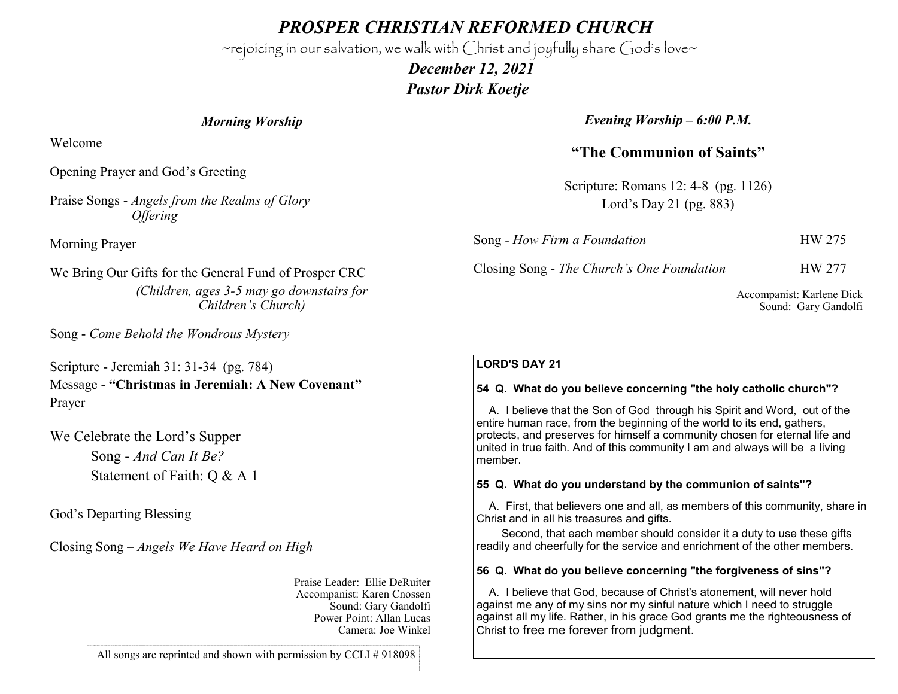# *PROSPER CHRISTIAN REFORMED CHURCH*

~rejoicing in our salvation, we walk with Christ and joyfully share God's love~

***December 12, 2021***

***Pastor Dirk Koetje***

## *Morning Worship*

Welcome

Opening Prayer and God's Greeting

Praise Songs - *Angels from the Realms of Glory*
*Offering*

Morning Prayer

We Bring Our Gifts for the General Fund of Prosper CRC
*(Children, ages 3-5 may go downstairs for Children's Church)*

Song - *Come Behold the Wondrous Mystery*

Scripture - Jeremiah 31: 31-34 (pg. 784)
Message - **"Christmas in Jeremiah: A New Covenant"**
Prayer

We Celebrate the Lord's Supper
Song - *And Can It Be?*
Statement of Faith: Q & A 1

God's Departing Blessing

Closing Song – *Angels We Have Heard on High*

Praise Leader: Ellie DeRuiter
Accompanist: Karen Cnossen
Sound: Gary Gandolfi
Power Point: Allan Lucas
Camera: Joe Winkel

All songs are reprinted and shown with permission by CCLI # 918098

## *Evening Worship – 6:00 P.M.*

### "The Communion of Saints"

Scripture: Romans 12: 4-8 (pg. 1126)
Lord's Day 21 (pg. 883)

Song - *How Firm a Foundation* HW 275

Closing Song - *The Church's One Foundation* HW 277

Accompanist: Karlene Dick
Sound: Gary Gandolfi

**LORD'S DAY 21**

**54 Q. What do you believe concerning "the holy catholic church"?**

A. I believe that the Son of God through his Spirit and Word, out of the entire human race, from the beginning of the world to its end, gathers, protects, and preserves for himself a community chosen for eternal life and united in true faith. And of this community I am and always will be a living member.

**55 Q. What do you understand by the communion of saints"?**

A. First, that believers one and all, as members of this community, share in Christ and in all his treasures and gifts.

Second, that each member should consider it a duty to use these gifts readily and cheerfully for the service and enrichment of the other members.

**56 Q. What do you believe concerning "the forgiveness of sins"?**

A. I believe that God, because of Christ's atonement, will never hold against me any of my sins nor my sinful nature which I need to struggle against all my life. Rather, in his grace God grants me the righteousness of Christ to free me forever from judgment.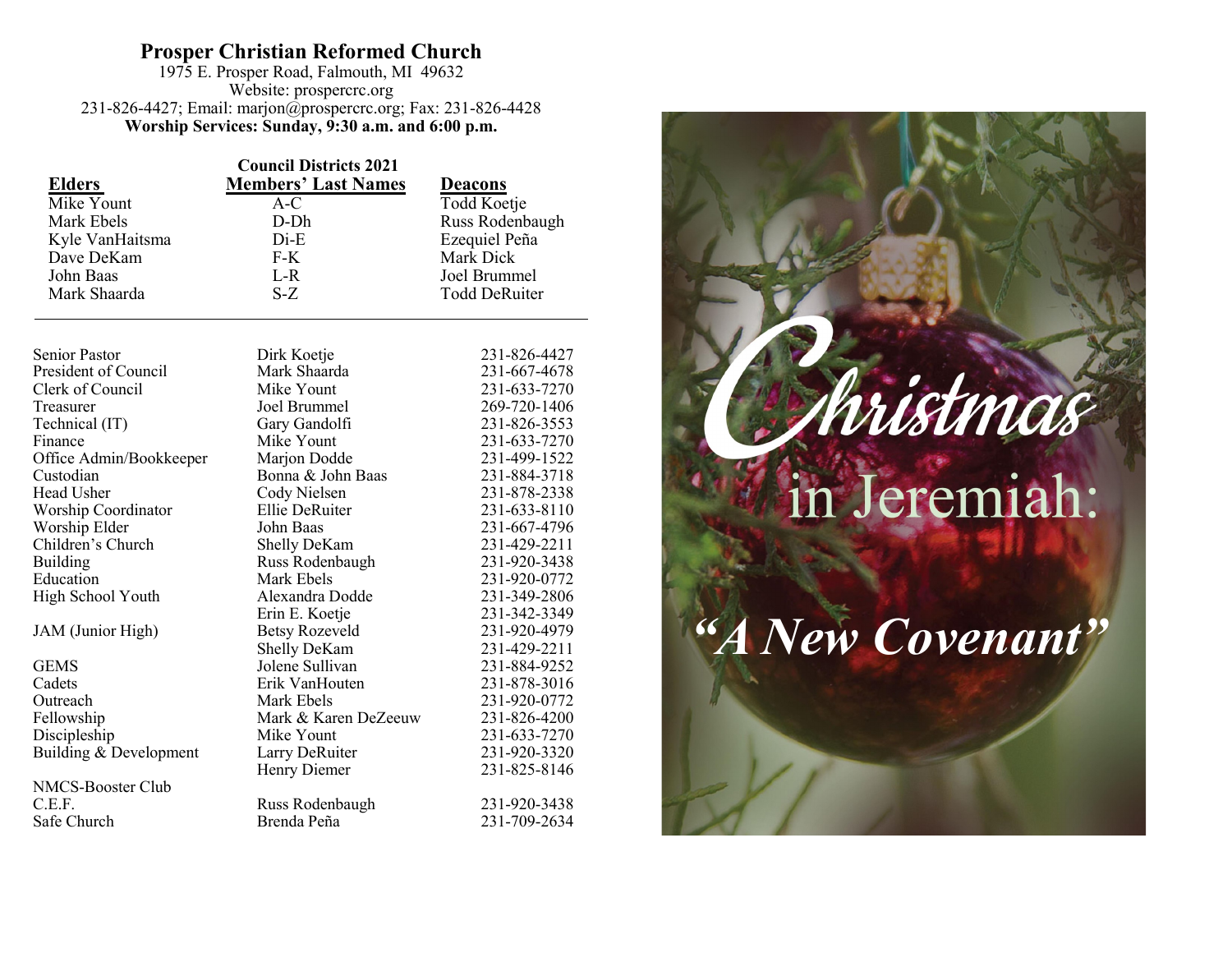# Prosper Christian Reformed Church

1975 E. Prosper Road, Falmouth, MI 49632
Website: prospercrc.org
231-826-4427; Email: marjon@prospercrc.org; Fax: 231-826-4428
**Worship Services: Sunday, 9:30 a.m. and 6:00 p.m.**

**Council Districts 2021**

| Elders | Members' Last Names | Deacons |
|---|---|---|
| Mike Yount | A-C | Todd Koetje |
| Mark Ebels | D-Dh | Russ Rodenbaugh |
| Kyle VanHaitsma | Di-E | Ezequiel Peña |
| Dave DeKam | F-K | Mark Dick |
| John Baas | L-R | Joel Brummel |
| Mark Shaarda | S-Z | Todd DeRuiter |

---

| | | |
|---|---|---|
| Senior Pastor | Dirk Koetje | 231-826-4427 |
| President of Council | Mark Shaarda | 231-667-4678 |
| Clerk of Council | Mike Yount | 231-633-7270 |
| Treasurer | Joel Brummel | 269-720-1406 |
| Technical (IT) | Gary Gandolfi | 231-826-3553 |
| Finance | Mike Yount | 231-633-7270 |
| Office Admin/Bookkeeper | Marjon Dodde | 231-499-1522 |
| Custodian | Bonna & John Baas | 231-884-3718 |
| Head Usher | Cody Nielsen | 231-878-2338 |
| Worship Coordinator | Ellie DeRuiter | 231-633-8110 |
| Worship Elder | John Baas | 231-667-4796 |
| Children's Church | Shelly DeKam | 231-429-2211 |
| Building | Russ Rodenbaugh | 231-920-3438 |
| Education | Mark Ebels | 231-920-0772 |
| High School Youth | Alexandra Dodde | 231-349-2806 |
| | Erin E. Koetje | 231-342-3349 |
| JAM (Junior High) | Betsy Rozeveld | 231-920-4979 |
| | Shelly DeKam | 231-429-2211 |
| GEMS | Jolene Sullivan | 231-884-9252 |
| Cadets | Erik VanHouten | 231-878-3016 |
| Outreach | Mark Ebels | 231-920-0772 |
| Fellowship | Mark & Karen DeZeeuw | 231-826-4200 |
| Discipleship | Mike Yount | 231-633-7270 |
| Building & Development | Larry DeRuiter | 231-920-3320 |
| | Henry Diemer | 231-825-8146 |
| NMCS-Booster Club | | |
| C.E.F. | Russ Rodenbaugh | 231-920-3438 |
| Safe Church | Brenda Peña | 231-709-2634 |

# Christmas in Jeremiah:

## *"A New Covenant"*